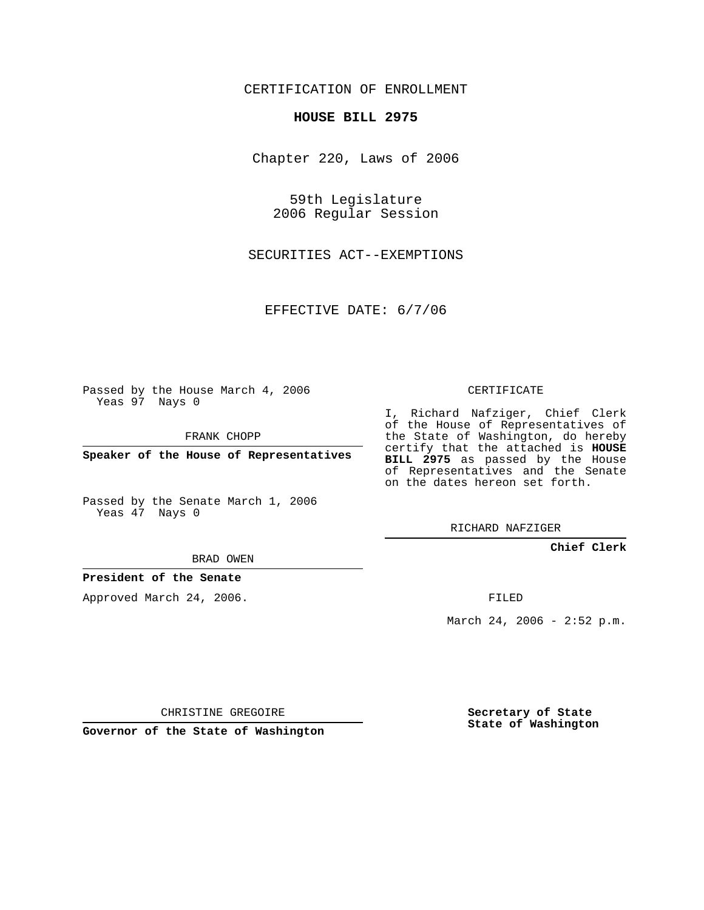CERTIFICATION OF ENROLLMENT

**HOUSE BILL 2975**

Chapter 220, Laws of 2006

59th Legislature
2006 Regular Session

SECURITIES ACT--EXEMPTIONS

EFFECTIVE DATE: 6/7/06

Passed by the House March 4, 2006
Yeas 97 Nays 0

FRANK CHOPP

**Speaker of the House of Representatives**

Passed by the Senate March 1, 2006
Yeas 47 Nays 0

BRAD OWEN

**President of the Senate**

Approved March 24, 2006.

CHRISTINE GREGOIRE

**Governor of the State of Washington**

CERTIFICATE

I, Richard Nafziger, Chief Clerk of the House of Representatives of the State of Washington, do hereby certify that the attached is **HOUSE BILL 2975** as passed by the House of Representatives and the Senate on the dates hereon set forth.

RICHARD NAFZIGER

**Chief Clerk**

FILED

March 24, 2006 - 2:52 p.m.

**Secretary of State**
**State of Washington**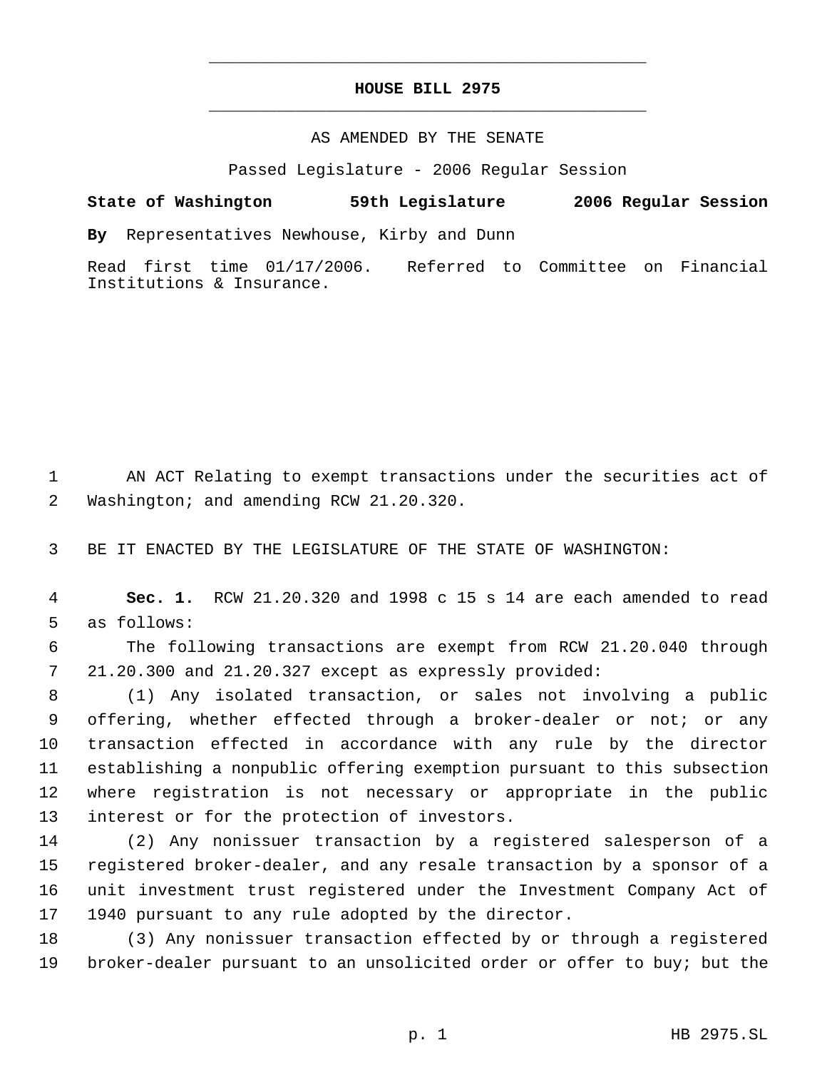# HOUSE BILL 2975

AS AMENDED BY THE SENATE

Passed Legislature - 2006 Regular Session

**State of Washington 59th Legislature 2006 Regular Session**

**By** Representatives Newhouse, Kirby and Dunn

Read first time 01/17/2006. Referred to Committee on Financial Institutions & Insurance.

AN ACT Relating to exempt transactions under the securities act of Washington; and amending RCW 21.20.320.

BE IT ENACTED BY THE LEGISLATURE OF THE STATE OF WASHINGTON:

**Sec. 1.** RCW 21.20.320 and 1998 c 15 s 14 are each amended to read as follows:

The following transactions are exempt from RCW 21.20.040 through 21.20.300 and 21.20.327 except as expressly provided:

(1) Any isolated transaction, or sales not involving a public offering, whether effected through a broker-dealer or not; or any transaction effected in accordance with any rule by the director establishing a nonpublic offering exemption pursuant to this subsection where registration is not necessary or appropriate in the public interest or for the protection of investors.

(2) Any nonissuer transaction by a registered salesperson of a registered broker-dealer, and any resale transaction by a sponsor of a unit investment trust registered under the Investment Company Act of 1940 pursuant to any rule adopted by the director.

(3) Any nonissuer transaction effected by or through a registered broker-dealer pursuant to an unsolicited order or offer to buy; but the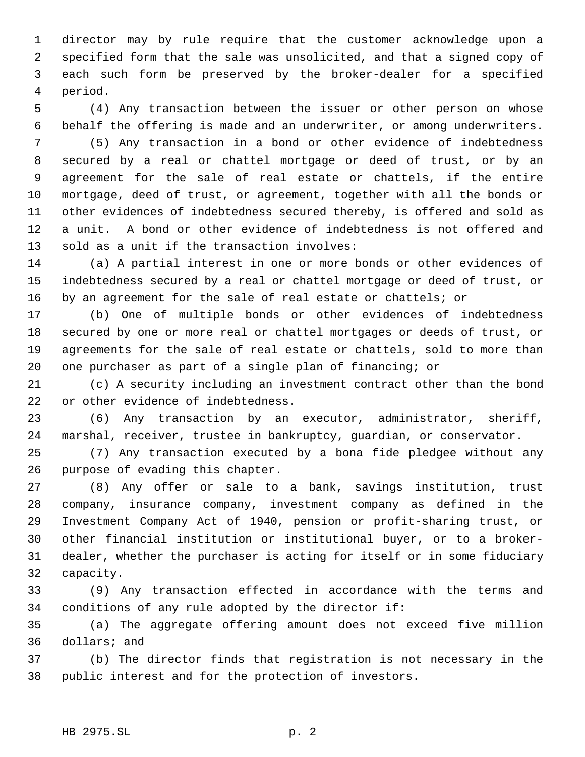director may by rule require that the customer acknowledge upon a specified form that the sale was unsolicited, and that a signed copy of each such form be preserved by the broker-dealer for a specified period.

(4) Any transaction between the issuer or other person on whose behalf the offering is made and an underwriter, or among underwriters.

(5) Any transaction in a bond or other evidence of indebtedness secured by a real or chattel mortgage or deed of trust, or by an agreement for the sale of real estate or chattels, if the entire mortgage, deed of trust, or agreement, together with all the bonds or other evidences of indebtedness secured thereby, is offered and sold as a unit. A bond or other evidence of indebtedness is not offered and sold as a unit if the transaction involves:

(a) A partial interest in one or more bonds or other evidences of indebtedness secured by a real or chattel mortgage or deed of trust, or by an agreement for the sale of real estate or chattels; or

(b) One of multiple bonds or other evidences of indebtedness secured by one or more real or chattel mortgages or deeds of trust, or agreements for the sale of real estate or chattels, sold to more than one purchaser as part of a single plan of financing; or

(c) A security including an investment contract other than the bond or other evidence of indebtedness.

(6) Any transaction by an executor, administrator, sheriff, marshal, receiver, trustee in bankruptcy, guardian, or conservator.

(7) Any transaction executed by a bona fide pledgee without any purpose of evading this chapter.

(8) Any offer or sale to a bank, savings institution, trust company, insurance company, investment company as defined in the Investment Company Act of 1940, pension or profit-sharing trust, or other financial institution or institutional buyer, or to a broker-dealer, whether the purchaser is acting for itself or in some fiduciary capacity.

(9) Any transaction effected in accordance with the terms and conditions of any rule adopted by the director if:

(a) The aggregate offering amount does not exceed five million dollars; and

(b) The director finds that registration is not necessary in the public interest and for the protection of investors.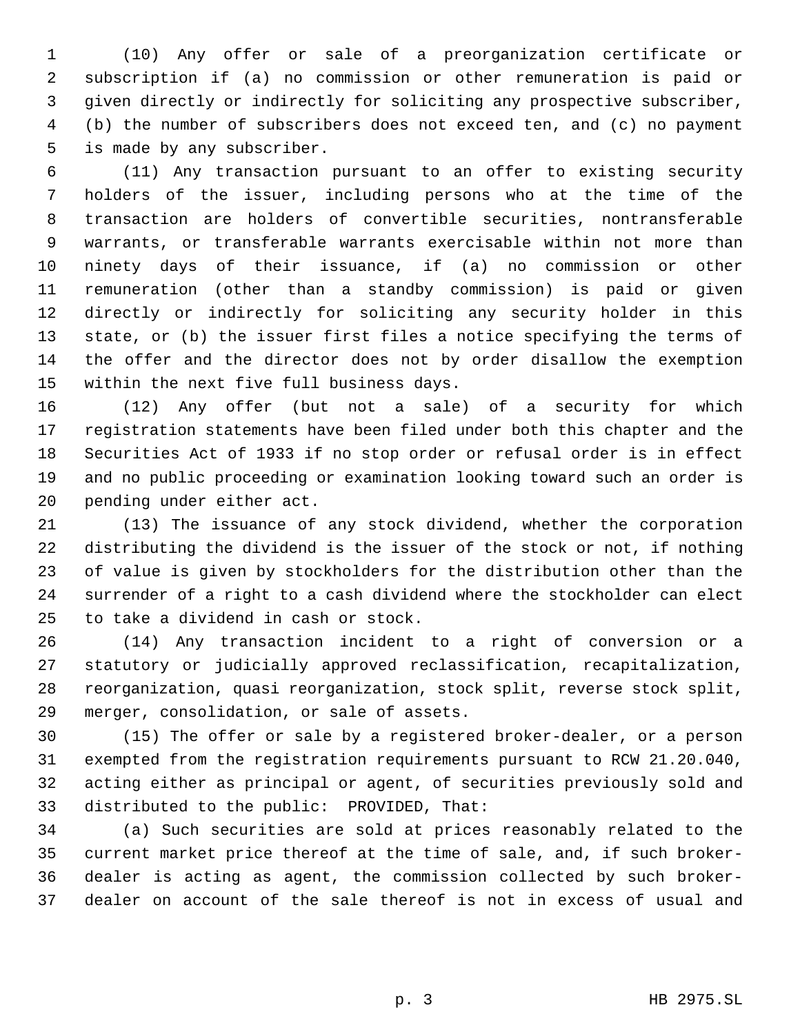(10) Any offer or sale of a preorganization certificate or subscription if (a) no commission or other remuneration is paid or given directly or indirectly for soliciting any prospective subscriber, (b) the number of subscribers does not exceed ten, and (c) no payment is made by any subscriber.

(11) Any transaction pursuant to an offer to existing security holders of the issuer, including persons who at the time of the transaction are holders of convertible securities, nontransferable warrants, or transferable warrants exercisable within not more than ninety days of their issuance, if (a) no commission or other remuneration (other than a standby commission) is paid or given directly or indirectly for soliciting any security holder in this state, or (b) the issuer first files a notice specifying the terms of the offer and the director does not by order disallow the exemption within the next five full business days.

(12) Any offer (but not a sale) of a security for which registration statements have been filed under both this chapter and the Securities Act of 1933 if no stop order or refusal order is in effect and no public proceeding or examination looking toward such an order is pending under either act.

(13) The issuance of any stock dividend, whether the corporation distributing the dividend is the issuer of the stock or not, if nothing of value is given by stockholders for the distribution other than the surrender of a right to a cash dividend where the stockholder can elect to take a dividend in cash or stock.

(14) Any transaction incident to a right of conversion or a statutory or judicially approved reclassification, recapitalization, reorganization, quasi reorganization, stock split, reverse stock split, merger, consolidation, or sale of assets.

(15) The offer or sale by a registered broker-dealer, or a person exempted from the registration requirements pursuant to RCW 21.20.040, acting either as principal or agent, of securities previously sold and distributed to the public: PROVIDED, That:

(a) Such securities are sold at prices reasonably related to the current market price thereof at the time of sale, and, if such broker-dealer is acting as agent, the commission collected by such broker-dealer on account of the sale thereof is not in excess of usual and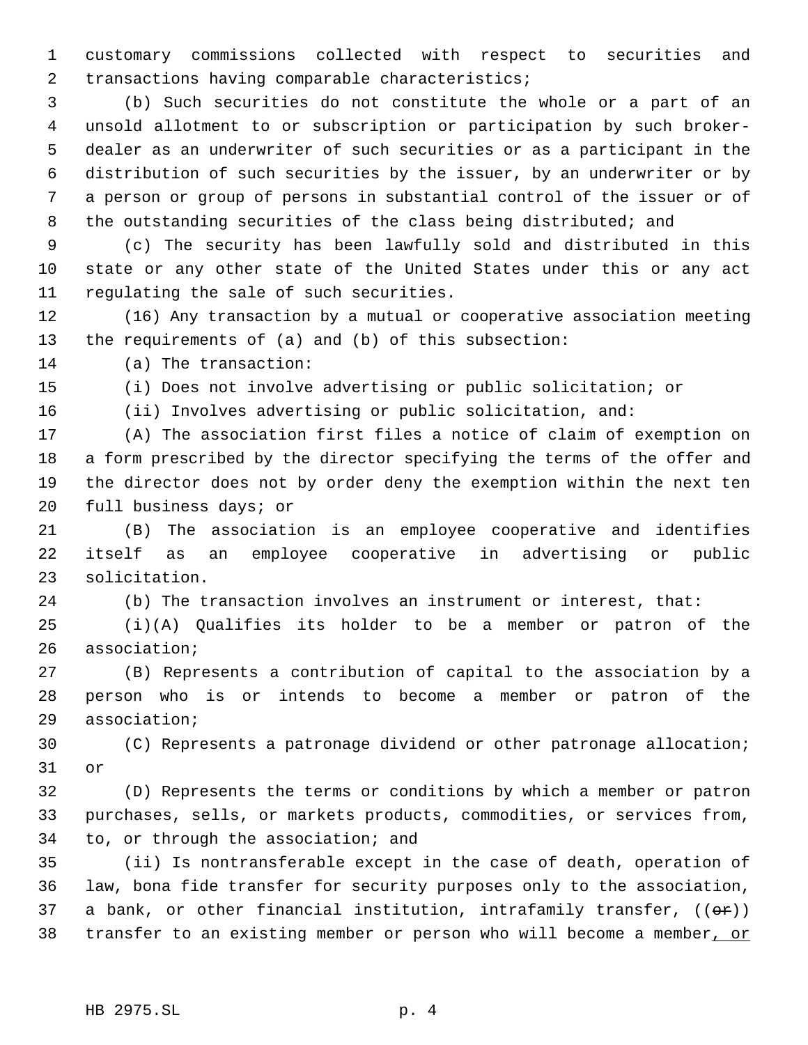customary commissions collected with respect to securities and transactions having comparable characteristics;

(b) Such securities do not constitute the whole or a part of an unsold allotment to or subscription or participation by such broker-dealer as an underwriter of such securities or as a participant in the distribution of such securities by the issuer, by an underwriter or by a person or group of persons in substantial control of the issuer or of the outstanding securities of the class being distributed; and

(c) The security has been lawfully sold and distributed in this state or any other state of the United States under this or any act regulating the sale of such securities.

(16) Any transaction by a mutual or cooperative association meeting the requirements of (a) and (b) of this subsection:

(a) The transaction:

(i) Does not involve advertising or public solicitation; or

(ii) Involves advertising or public solicitation, and:

(A) The association first files a notice of claim of exemption on a form prescribed by the director specifying the terms of the offer and the director does not by order deny the exemption within the next ten full business days; or

(B) The association is an employee cooperative and identifies itself as an employee cooperative in advertising or public solicitation.

(b) The transaction involves an instrument or interest, that:

(i)(A) Qualifies its holder to be a member or patron of the association;

(B) Represents a contribution of capital to the association by a person who is or intends to become a member or patron of the association;

(C) Represents a patronage dividend or other patronage allocation; or

(D) Represents the terms or conditions by which a member or patron purchases, sells, or markets products, commodities, or services from, to, or through the association; and

(ii) Is nontransferable except in the case of death, operation of law, bona fide transfer for security purposes only to the association, a bank, or other financial institution, intrafamily transfer, ((~~or~~)) transfer to an existing member or person who will become a member, or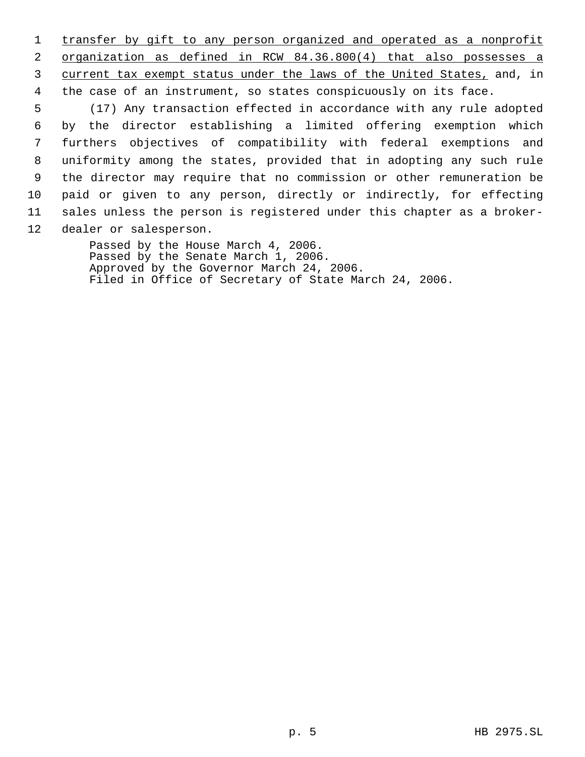transfer by gift to any person organized and operated as a nonprofit organization as defined in RCW 84.36.800(4) that also possesses a current tax exempt status under the laws of the United States, and, in the case of an instrument, so states conspicuously on its face.

(17) Any transaction effected in accordance with any rule adopted by the director establishing a limited offering exemption which furthers objectives of compatibility with federal exemptions and uniformity among the states, provided that in adopting any such rule the director may require that no commission or other remuneration be paid or given to any person, directly or indirectly, for effecting sales unless the person is registered under this chapter as a broker-dealer or salesperson.

Passed by the House March 4, 2006.
Passed by the Senate March 1, 2006.
Approved by the Governor March 24, 2006.
Filed in Office of Secretary of State March 24, 2006.